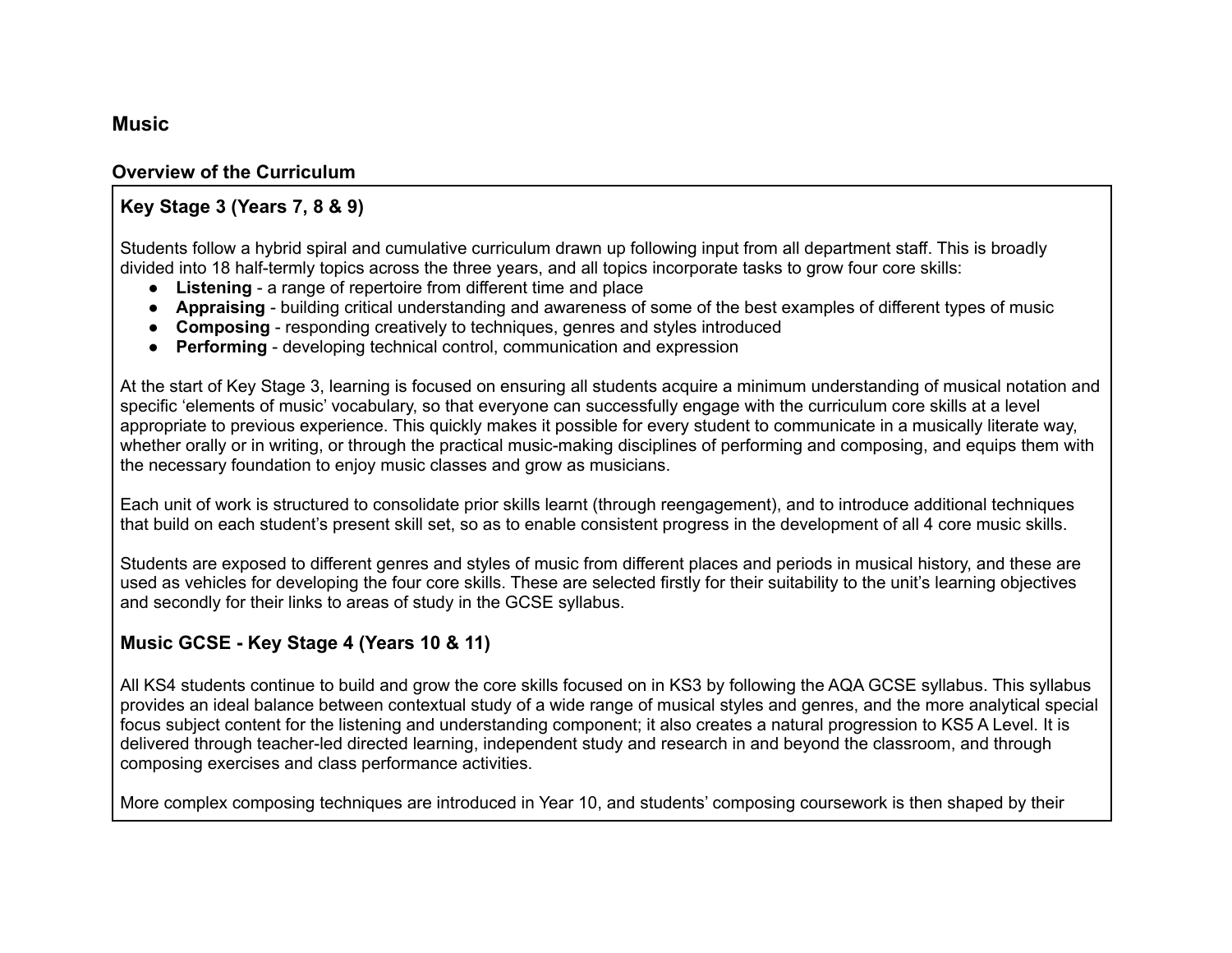## Music

### Overview of the Curriculum

### Key Stage 3 (Years 7, 8 & 9)

Students follow a hybrid spiral and cumulative curriculum drawn up following input from all department staff. This is broadly divided into 18 half-termly topics across the three years, and all topics incorporate tasks to grow four core skills:

- **Listening** - a range of repertoire from different time and place
- **Appraising** - building critical understanding and awareness of some of the best examples of different types of music
- **Composing** - responding creatively to techniques, genres and styles introduced
- **Performing** - developing technical control, communication and expression

At the start of Key Stage 3, learning is focused on ensuring all students acquire a minimum understanding of musical notation and specific 'elements of music' vocabulary, so that everyone can successfully engage with the curriculum core skills at a level appropriate to previous experience. This quickly makes it possible for every student to communicate in a musically literate way, whether orally or in writing, or through the practical music-making disciplines of performing and composing, and equips them with the necessary foundation to enjoy music classes and grow as musicians.

Each unit of work is structured to consolidate prior skills learnt (through reengagement), and to introduce additional techniques that build on each student's present skill set, so as to enable consistent progress in the development of all 4 core music skills.

Students are exposed to different genres and styles of music from different places and periods in musical history, and these are used as vehicles for developing the four core skills. These are selected firstly for their suitability to the unit's learning objectives and secondly for their links to areas of study in the GCSE syllabus.

### Music GCSE - Key Stage 4 (Years 10 & 11)

All KS4 students continue to build and grow the core skills focused on in KS3 by following the AQA GCSE syllabus. This syllabus provides an ideal balance between contextual study of a wide range of musical styles and genres, and the more analytical special focus subject content for the listening and understanding component; it also creates a natural progression to KS5 A Level. It is delivered through teacher-led directed learning, independent study and research in and beyond the classroom, and through composing exercises and class performance activities.

More complex composing techniques are introduced in Year 10, and students' composing coursework is then shaped by their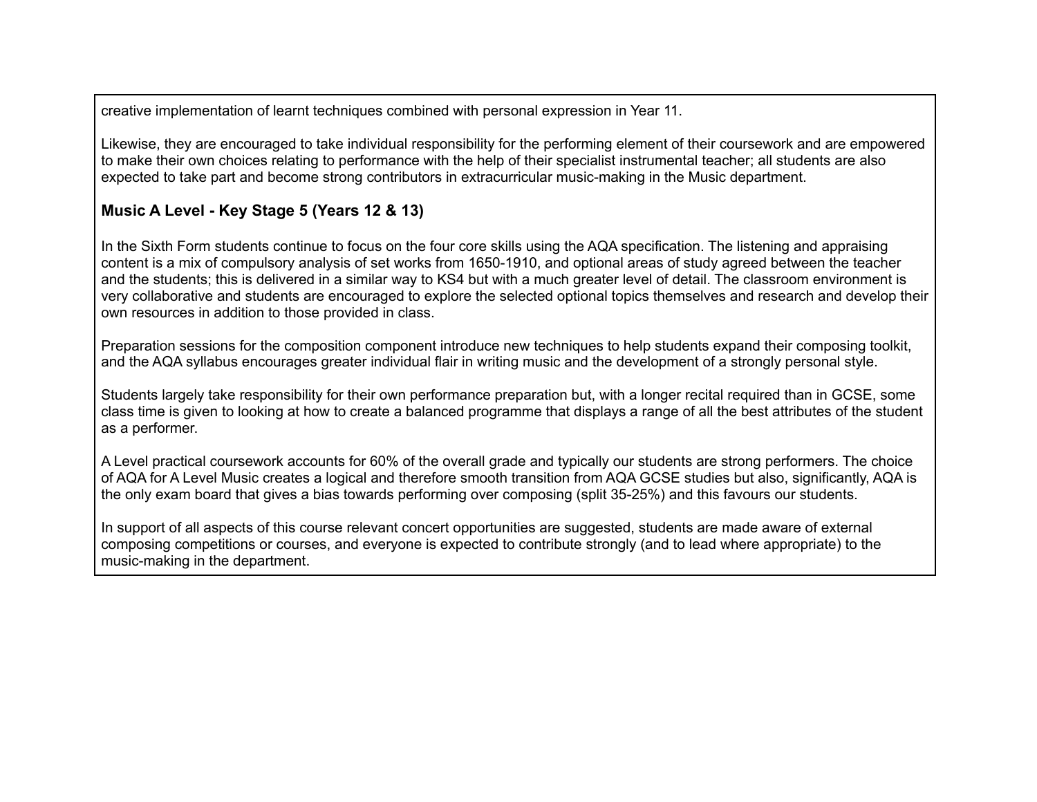creative implementation of learnt techniques combined with personal expression in Year 11.

Likewise, they are encouraged to take individual responsibility for the performing element of their coursework and are empowered to make their own choices relating to performance with the help of their specialist instrumental teacher; all students are also expected to take part and become strong contributors in extracurricular music-making in the Music department.

### Music A Level - Key Stage 5 (Years 12 & 13)

In the Sixth Form students continue to focus on the four core skills using the AQA specification. The listening and appraising content is a mix of compulsory analysis of set works from 1650-1910, and optional areas of study agreed between the teacher and the students; this is delivered in a similar way to KS4 but with a much greater level of detail. The classroom environment is very collaborative and students are encouraged to explore the selected optional topics themselves and research and develop their own resources in addition to those provided in class.

Preparation sessions for the composition component introduce new techniques to help students expand their composing toolkit, and the AQA syllabus encourages greater individual flair in writing music and the development of a strongly personal style.

Students largely take responsibility for their own performance preparation but, with a longer recital required than in GCSE, some class time is given to looking at how to create a balanced programme that displays a range of all the best attributes of the student as a performer.

A Level practical coursework accounts for 60% of the overall grade and typically our students are strong performers. The choice of AQA for A Level Music creates a logical and therefore smooth transition from AQA GCSE studies but also, significantly, AQA is the only exam board that gives a bias towards performing over composing (split 35-25%) and this favours our students.

In support of all aspects of this course relevant concert opportunities are suggested, students are made aware of external composing competitions or courses, and everyone is expected to contribute strongly (and to lead where appropriate) to the music-making in the department.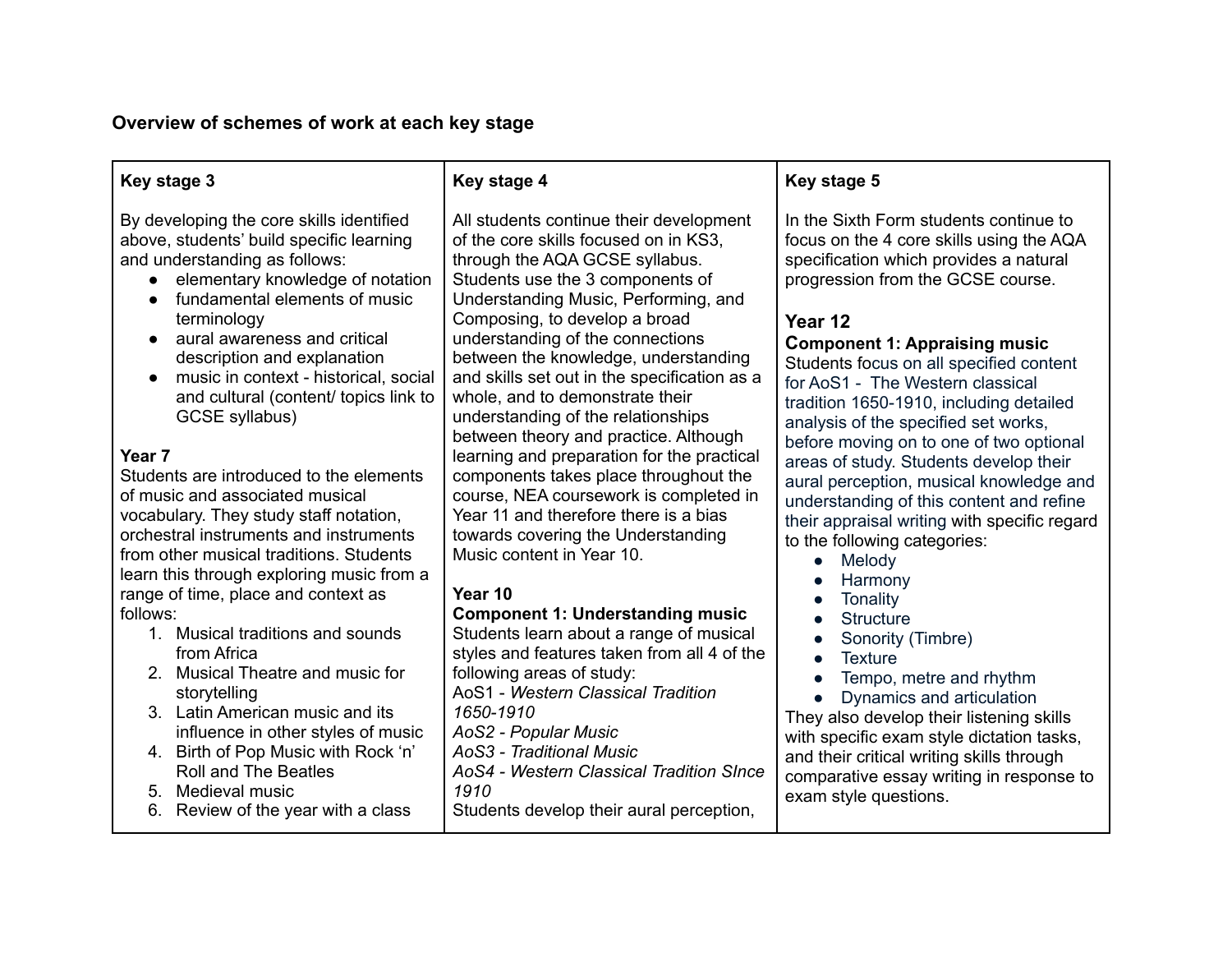**Overview of schemes of work at each key stage**

| **Key stage 3** | **Key stage 4** | **Key stage 5** |
| --- | --- | --- |
| By developing the core skills identified above, students' build specific learning and understanding as follows:<br>● elementary knowledge of notation<br>● fundamental elements of music terminology<br>● aural awareness and critical description and explanation<br>● music in context - historical, social and cultural (content/ topics link to GCSE syllabus)<br><br>**Year 7**<br>Students are introduced to the elements of music and associated musical vocabulary. They study staff notation, orchestral instruments and instruments from other musical traditions. Students learn this through exploring music from a range of time, place and context as follows:<br>1. Musical traditions and sounds from Africa<br>2. Musical Theatre and music for storytelling<br>3. Latin American music and its influence in other styles of music<br>4. Birth of Pop Music with Rock 'n' Roll and The Beatles<br>5. Medieval music<br>6. Review of the year with a class | All students continue their development of the core skills focused on in KS3, through the AQA GCSE syllabus. Students use the 3 components of Understanding Music, Performing, and Composing, to develop a broad understanding of the connections between the knowledge, understanding and skills set out in the specification as a whole, and to demonstrate their understanding of the relationships between theory and practice. Although learning and preparation for the practical components takes place throughout the course, NEA coursework is completed in Year 11 and therefore there is a bias towards covering the Understanding Music content in Year 10.<br><br>**Year 10**<br>**Component 1: Understanding music**<br>Students learn about a range of musical styles and features taken from all 4 of the following areas of study:<br>AoS1 - *Western Classical Tradition 1650-1910*<br>*AoS2 - Popular Music*<br>*AoS3 - Traditional Music*<br>*AoS4 - Western Classical Tradition SInce 1910*<br>Students develop their aural perception, | In the Sixth Form students continue to focus on the 4 core skills using the AQA specification which provides a natural progression from the GCSE course.<br><br>**Year 12**<br>**Component 1: Appraising music**<br>Students focus on all specified content for AoS1 - The Western classical tradition 1650-1910, including detailed analysis of the specified set works, before moving on to one of two optional areas of study. Students develop their aural perception, musical knowledge and understanding of this content and refine their appraisal writing with specific regard to the following categories:<br>● Melody<br>● Harmony<br>● Tonality<br>● Structure<br>● Sonority (Timbre)<br>● Texture<br>● Tempo, metre and rhythm<br>● Dynamics and articulation<br>They also develop their listening skills with specific exam style dictation tasks, and their critical writing skills through comparative essay writing in response to exam style questions. |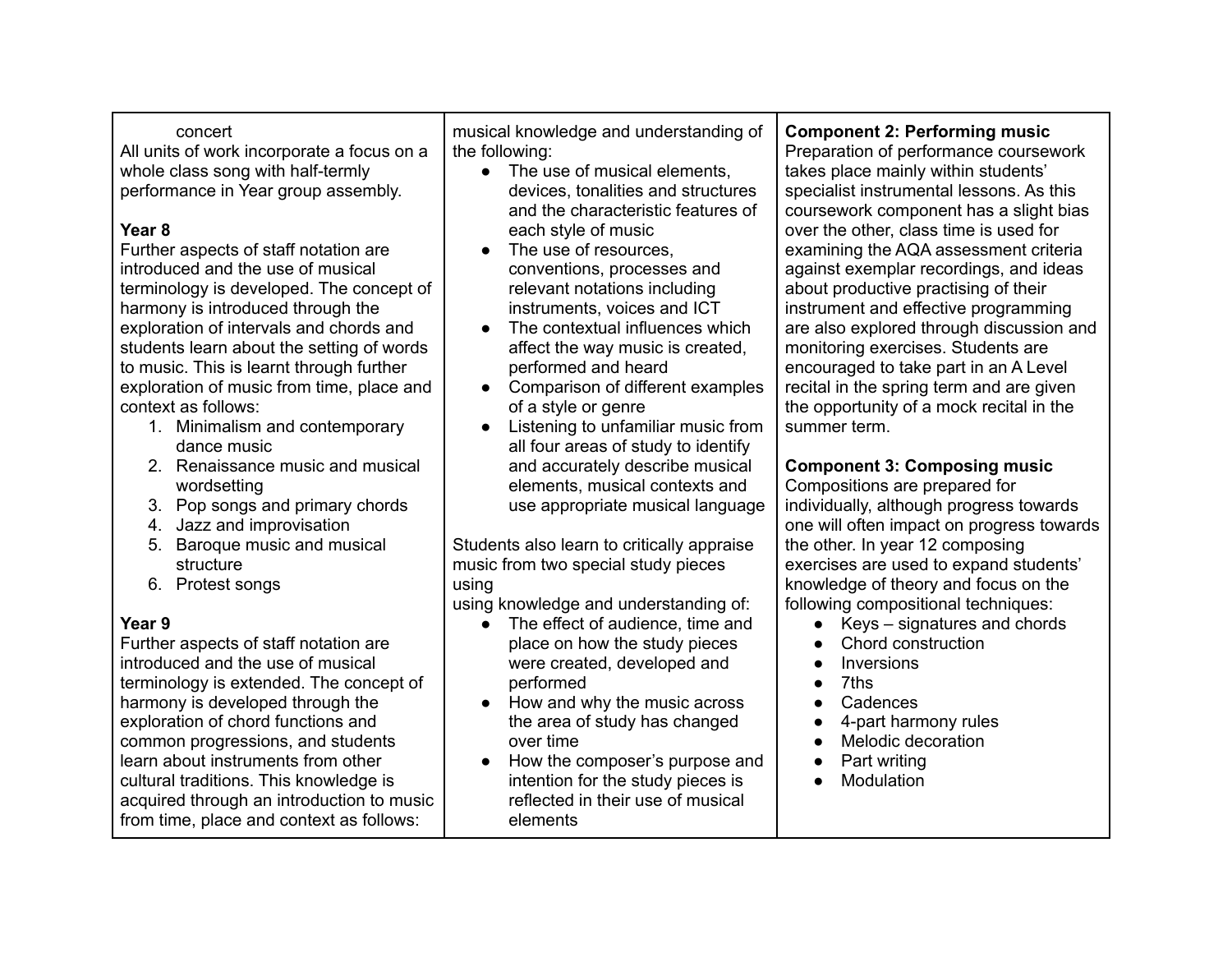| | | |
|---|---|---|
| concert<br>All units of work incorporate a focus on a whole class song with half-termly performance in Year group assembly.<br><br>**Year 8**<br>Further aspects of staff notation are introduced and the use of musical terminology is developed. The concept of harmony is introduced through the exploration of intervals and chords and students learn about the setting of words to music. This is learnt through further exploration of music from time, place and context as follows:<br>1. Minimalism and contemporary dance music<br>2. Renaissance music and musical wordsetting<br>3. Pop songs and primary chords<br>4. Jazz and improvisation<br>5. Baroque music and musical structure<br>6. Protest songs<br><br>**Year 9**<br>Further aspects of staff notation are introduced and the use of musical terminology is extended. The concept of harmony is developed through the exploration of chord functions and common progressions, and students learn about instruments from other cultural traditions. This knowledge is acquired through an introduction to music from time, place and context as follows: | musical knowledge and understanding of the following:<br>● The use of musical elements, devices, tonalities and structures and the characteristic features of each style of music<br>● The use of resources, conventions, processes and relevant notations including instruments, voices and ICT<br>● The contextual influences which affect the way music is created, performed and heard<br>● Comparison of different examples of a style or genre<br>● Listening to unfamiliar music from all four areas of study to identify and accurately describe musical elements, musical contexts and use appropriate musical language<br><br>Students also learn to critically appraise music from two special study pieces using<br>using knowledge and understanding of:<br>● The effect of audience, time and place on how the study pieces were created, developed and performed<br>● How and why the music across the area of study has changed over time<br>● How the composer's purpose and intention for the study pieces is reflected in their use of musical elements | **Component 2: Performing music**<br>Preparation of performance coursework takes place mainly within students' specialist instrumental lessons. As this coursework component has a slight bias over the other, class time is used for examining the AQA assessment criteria against exemplar recordings, and ideas about productive practising of their instrument and effective programming are also explored through discussion and monitoring exercises. Students are encouraged to take part in an A Level recital in the spring term and are given the opportunity of a mock recital in the summer term.<br><br>**Component 3: Composing music**<br>Compositions are prepared for individually, although progress towards one will often impact on progress towards the other. In year 12 composing exercises are used to expand students' knowledge of theory and focus on the following compositional techniques:<br>● Keys – signatures and chords<br>● Chord construction<br>● Inversions<br>● 7ths<br>● Cadences<br>● 4-part harmony rules<br>● Melodic decoration<br>● Part writing<br>● Modulation |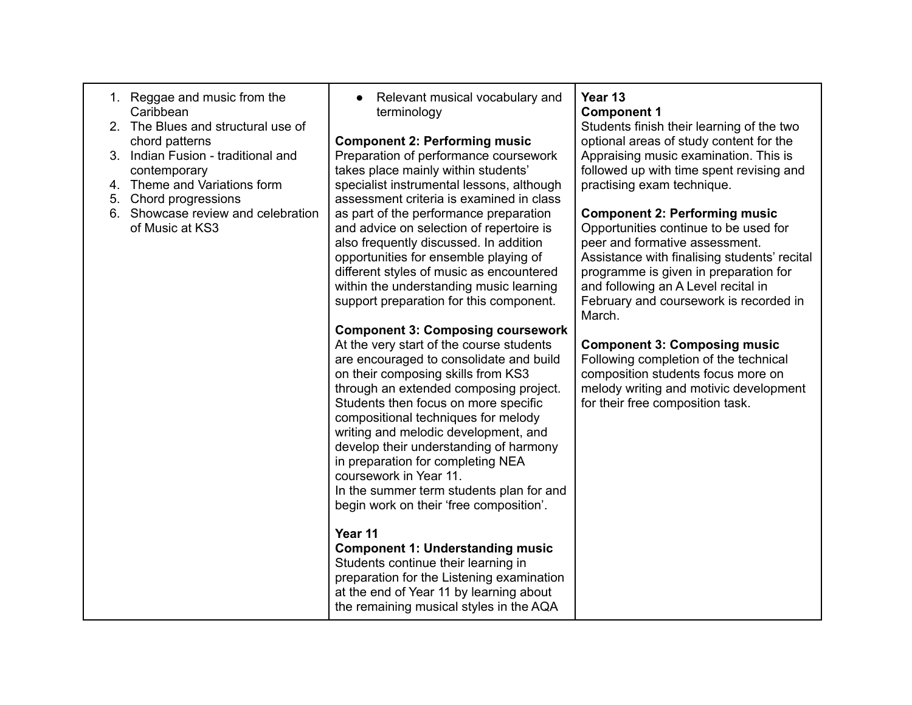| | | |
|---|---|---|
| 1. Reggae and music from the Caribbean<br>2. The Blues and structural use of chord patterns<br>3. Indian Fusion - traditional and contemporary<br>4. Theme and Variations form<br>5. Chord progressions<br>6. Showcase review and celebration of Music at KS3 | • Relevant musical vocabulary and terminology<br><br>**Component 2: Performing music**<br>Preparation of performance coursework takes place mainly within students' specialist instrumental lessons, although assessment criteria is examined in class as part of the performance preparation and advice on selection of repertoire is also frequently discussed. In addition opportunities for ensemble playing of different styles of music as encountered within the understanding music learning support preparation for this component.<br><br>**Component 3: Composing coursework**<br>At the very start of the course students are encouraged to consolidate and build on their composing skills from KS3 through an extended composing project. Students then focus on more specific compositional techniques for melody writing and melodic development, and develop their understanding of harmony in preparation for completing NEA coursework in Year 11.<br>In the summer term students plan for and begin work on their 'free composition'.<br><br>**Year 11**<br>**Component 1: Understanding music**<br>Students continue their learning in preparation for the Listening examination at the end of Year 11 by learning about the remaining musical styles in the AQA | **Year 13**<br>**Component 1**<br>Students finish their learning of the two optional areas of study content for the Appraising music examination. This is followed up with time spent revising and practising exam technique.<br><br>**Component 2: Performing music**<br>Opportunities continue to be used for peer and formative assessment. Assistance with finalising students' recital programme is given in preparation for and following an A Level recital in February and coursework is recorded in March.<br><br>**Component 3: Composing music**<br>Following completion of the technical composition students focus more on melody writing and motivic development for their free composition task. |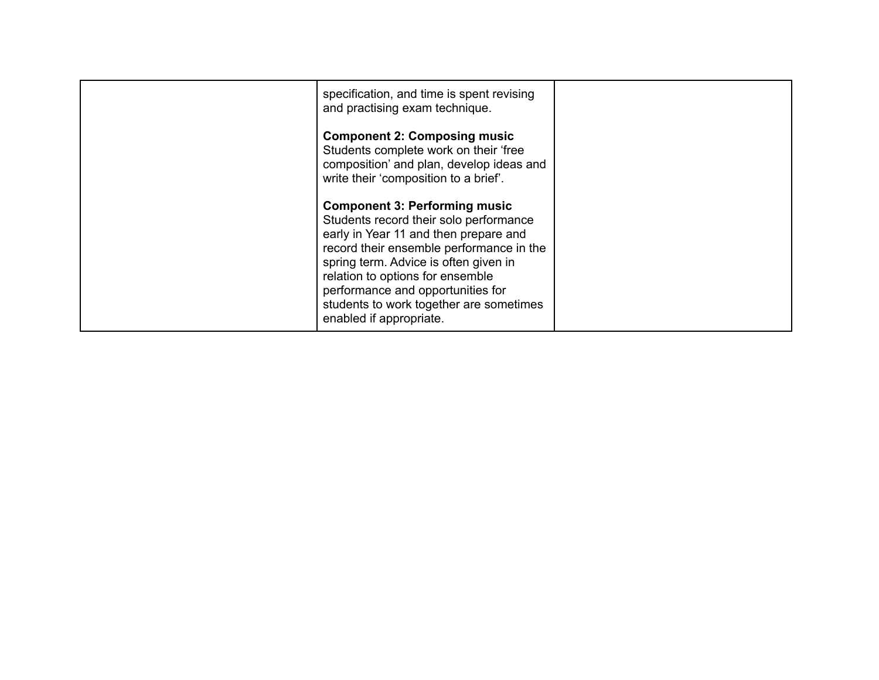| | | |
|---|---|---|
| | specification, and time is spent revising and practising exam technique.<br><br>**Component 2: Composing music**<br>Students complete work on their 'free composition' and plan, develop ideas and write their 'composition to a brief'.<br><br>**Component 3: Performing music**<br>Students record their solo performance early in Year 11 and then prepare and record their ensemble performance in the spring term. Advice is often given in relation to options for ensemble performance and opportunities for students to work together are sometimes enabled if appropriate. | |